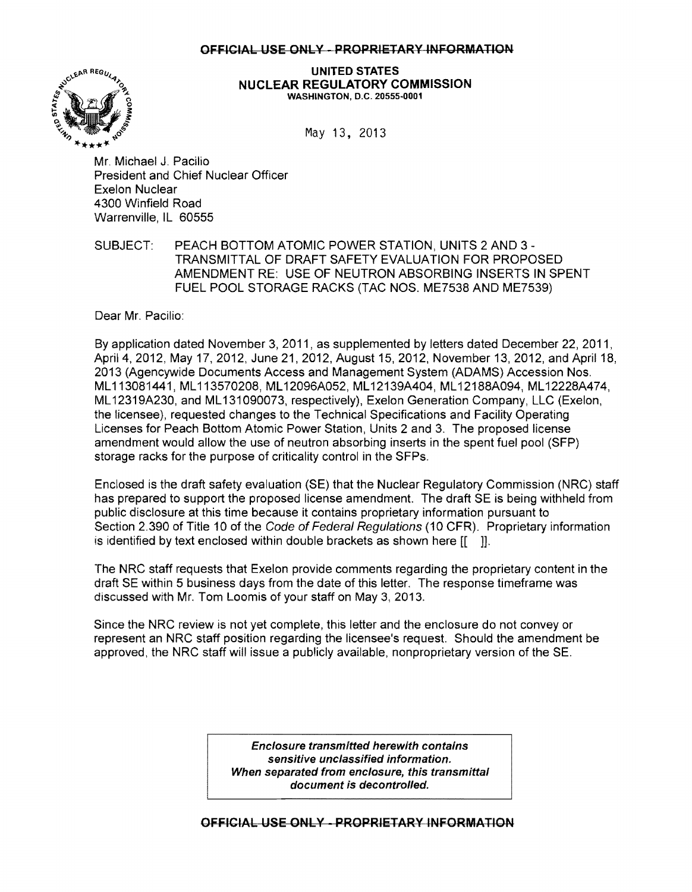~~OFFICIAL USE ONLY - PROPRIETARY INFORMATION~~

**UNITED STATES**
**NUCLEAR REGULATORY COMMISSION**
**WASHINGTON, D.C. 20555-0001**

May 13, 2013

Mr. Michael J. Pacilio
President and Chief Nuclear Officer
Exelon Nuclear
4300 Winfield Road
Warrenville, IL 60555

SUBJECT: PEACH BOTTOM ATOMIC POWER STATION, UNITS 2 AND 3 - TRANSMITTAL OF DRAFT SAFETY EVALUATION FOR PROPOSED AMENDMENT RE: USE OF NEUTRON ABSORBING INSERTS IN SPENT FUEL POOL STORAGE RACKS (TAC NOS. ME7538 AND ME7539)

Dear Mr. Pacilio:

By application dated November 3, 2011, as supplemented by letters dated December 22, 2011, April 4, 2012, May 17, 2012, June 21, 2012, August 15, 2012, November 13, 2012, and April 18, 2013 (Agencywide Documents Access and Management System (ADAMS) Accession Nos. ML113081441, ML113570208, ML12096A052, ML12139A404, ML12188A094, ML12228A474, ML12319A230, and ML131090073, respectively), Exelon Generation Company, LLC (Exelon, the licensee), requested changes to the Technical Specifications and Facility Operating Licenses for Peach Bottom Atomic Power Station, Units 2 and 3. The proposed license amendment would allow the use of neutron absorbing inserts in the spent fuel pool (SFP) storage racks for the purpose of criticality control in the SFPs.

Enclosed is the draft safety evaluation (SE) that the Nuclear Regulatory Commission (NRC) staff has prepared to support the proposed license amendment. The draft SE is being withheld from public disclosure at this time because it contains proprietary information pursuant to Section 2.390 of Title 10 of the *Code of Federal Regulations* (10 CFR). Proprietary information is identified by text enclosed within double brackets as shown here [[ ]].

The NRC staff requests that Exelon provide comments regarding the proprietary content in the draft SE within 5 business days from the date of this letter. The response timeframe was discussed with Mr. Tom Loomis of your staff on May 3, 2013.

Since the NRC review is not yet complete, this letter and the enclosure do not convey or represent an NRC staff position regarding the licensee's request. Should the amendment be approved, the NRC staff will issue a publicly available, nonproprietary version of the SE.

> ***Enclosure transmitted herewith contains sensitive unclassified information. When separated from enclosure, this transmittal document is decontrolled.***

~~OFFICIAL USE ONLY - PROPRIETARY INFORMATION~~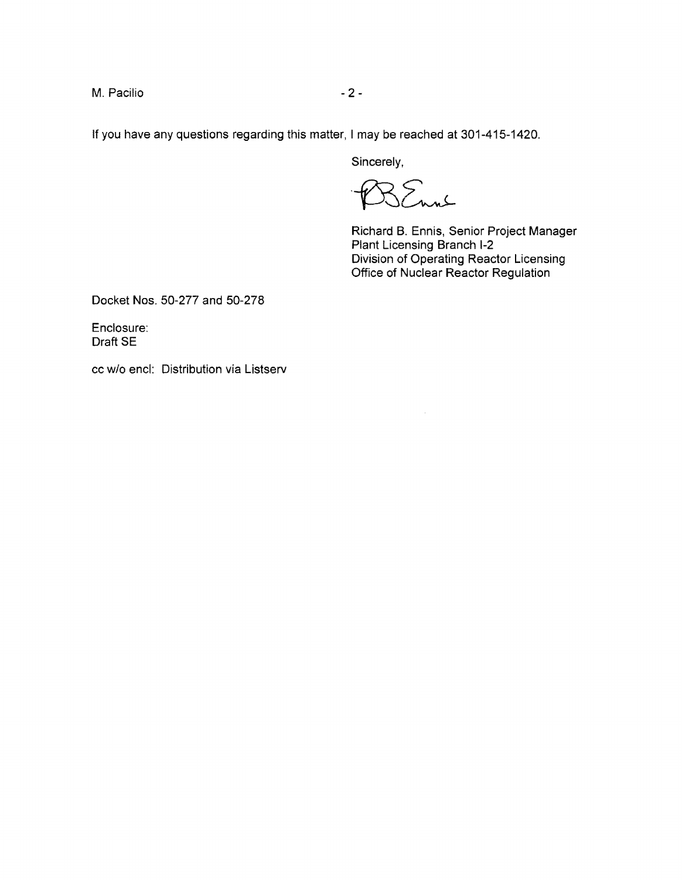If you have any questions regarding this matter, I may be reached at 301-415-1420.

Sincerely,

Richard B. Ennis, Senior Project Manager
Plant Licensing Branch I-2
Division of Operating Reactor Licensing
Office of Nuclear Reactor Regulation

Docket Nos. 50-277 and 50-278

Enclosure:
Draft SE

cc w/o encl: Distribution via Listserv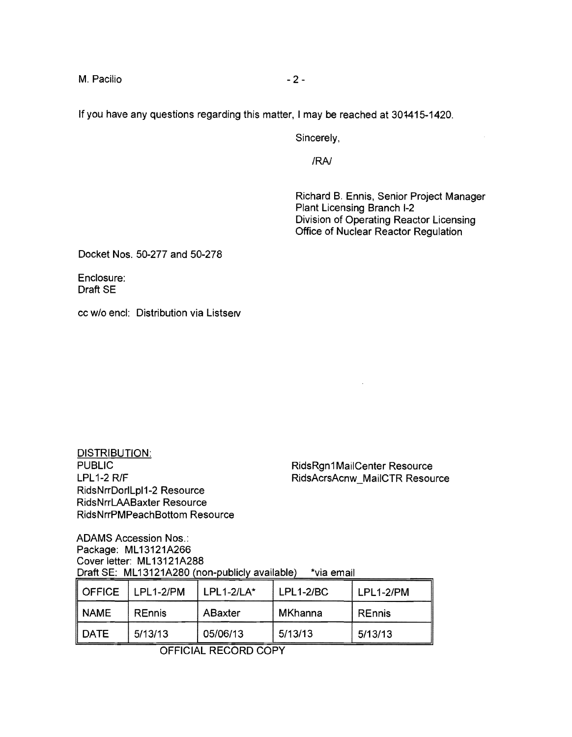M. Pacilio

If you have any questions regarding this matter, I may be reached at 301415-1420.

Sincerely,

/RA/

Richard B. Ennis, Senior Project Manager
Plant Licensing Branch I-2
Division of Operating Reactor Licensing
Office of Nuclear Reactor Regulation

Docket Nos. 50-277 and 50-278

Enclosure:
Draft SE

cc w/o encl: Distribution via Listserv

DISTRIBUTION:
PUBLIC
LPL1-2 R/F
RidsNrrDorlLpl1-2 Resource
RidsNrrLAABaxter Resource
RidsNrrPMPeachBottom Resource
RidsRgn1MailCenter Resource
RidsAcrsAcnw_MailCTR Resource

ADAMS Accession Nos.:
Package: ML13121A266
Cover letter: ML13121A288
Draft SE: ML13121A280 (non-publicly available) *via email

| OFFICE | LPL1-2/PM | LPL1-2/LA* | LPL1-2/BC | LPL1-2/PM |
|---|---|---|---|---|
| NAME | REnnis | ABaxter | MKhanna | REnnis |
| DATE | 5/13/13 | 05/06/13 | 5/13/13 | 5/13/13 |

OFFICIAL RECORD COPY